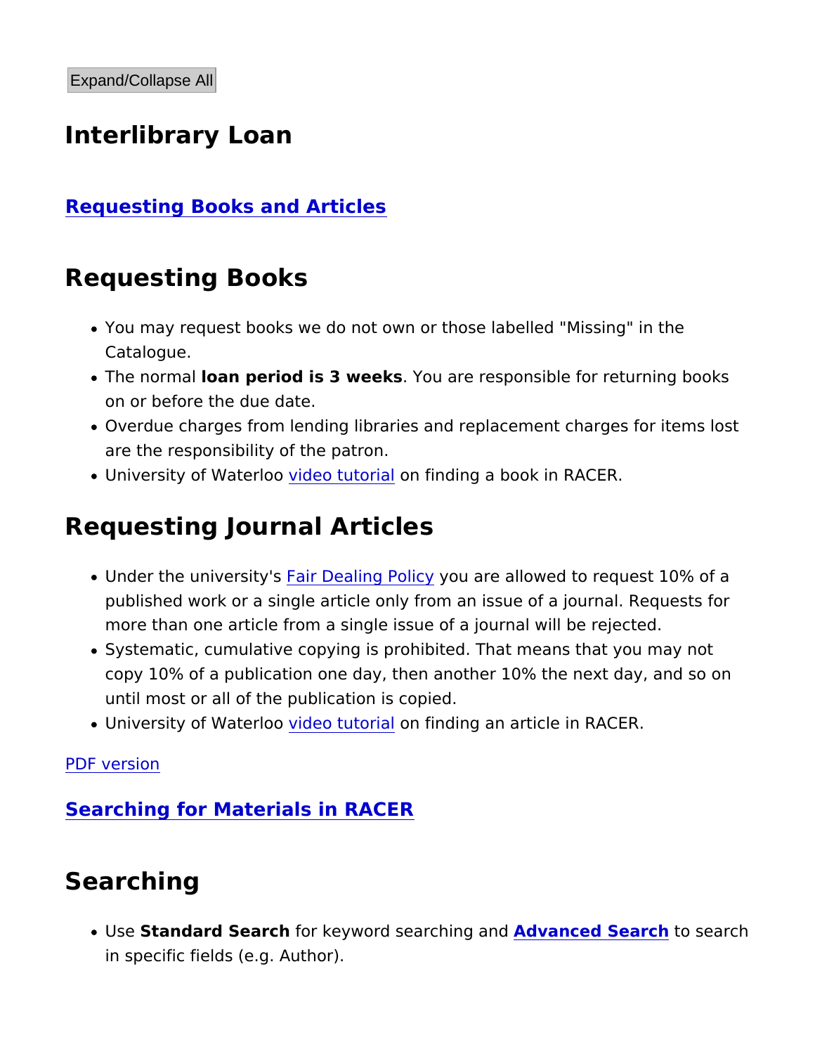Expand/Collapse All

# Interlibrary Loan

## Requesting Books and Articles

## Requesting Books

- You may request books we do not own or those labelled "Missing" in the Catalogue.
- The normal **loan period is 3 weeks**. You are responsible for returning books on or before the due date.
- Overdue charges from lending libraries and replacement charges for items lost are the responsibility of the patron.
- University of Waterloo video tutorial on finding a book in RACER.

## Requesting Journal Articles

- Under the university's Fair Dealing Policy you are allowed to request 10% of a published work or a single article only from an issue of a journal. Requests for more than one article from a single issue of a journal will be rejected.
- Systematic, cumulative copying is prohibited. That means that you may not copy 10% of a publication one day, then another 10% the next day, and so on until most or all of the publication is copied.
- University of Waterloo video tutorial on finding an article in RACER.

PDF version

## Searching for Materials in RACER

## Searching

- Use **Standard Search** for keyword searching and **Advanced Search** to search in specific fields (e.g. Author).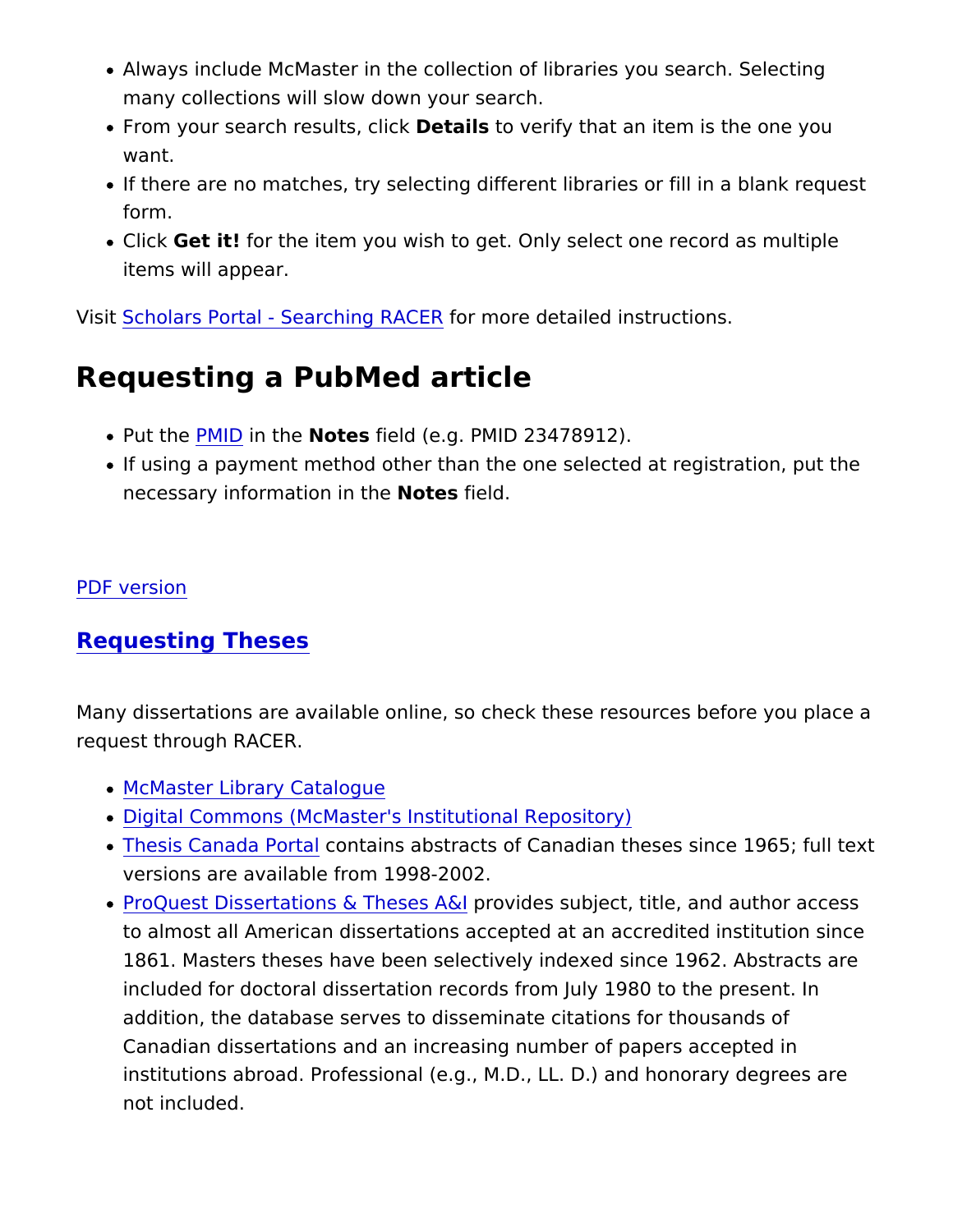- Always include McMaster in the collection of libraries you search. Selecting many collections will slow down your search.
- From your search results, click **Details** to verify that an item is the one you want.
- If there are no matches, try selecting different libraries or fill in a blank request form.
- Click **Get it!** for the item you wish to get. Only select one record as multiple items will appear.

Visit Scholars Portal - Searching RACER for more detailed instructions.

## Requesting a PubMed article

- Put the PMID in the **Notes** field (e.g. PMID 23478912).
- If using a payment method other than the one selected at registration, put the necessary information in the **Notes** field.

PDF version

## Requesting Theses

Many dissertations are available online, so check these resources before you place a request through RACER.

- McMaster Library Catalogue
- Digital Commons (McMaster's Institutional Repository)
- Thesis Canada Portal contains abstracts of Canadian theses since 1965; full text versions are available from 1998-2002.
- ProQuest Dissertations & Theses A&I provides subject, title, and author access to almost all American dissertations accepted at an accredited institution since 1861. Masters theses have been selectively indexed since 1962. Abstracts are included for doctoral dissertation records from July 1980 to the present. In addition, the database serves to disseminate citations for thousands of Canadian dissertations and an increasing number of papers accepted in institutions abroad. Professional (e.g., M.D., LL. D.) and honorary degrees are not included.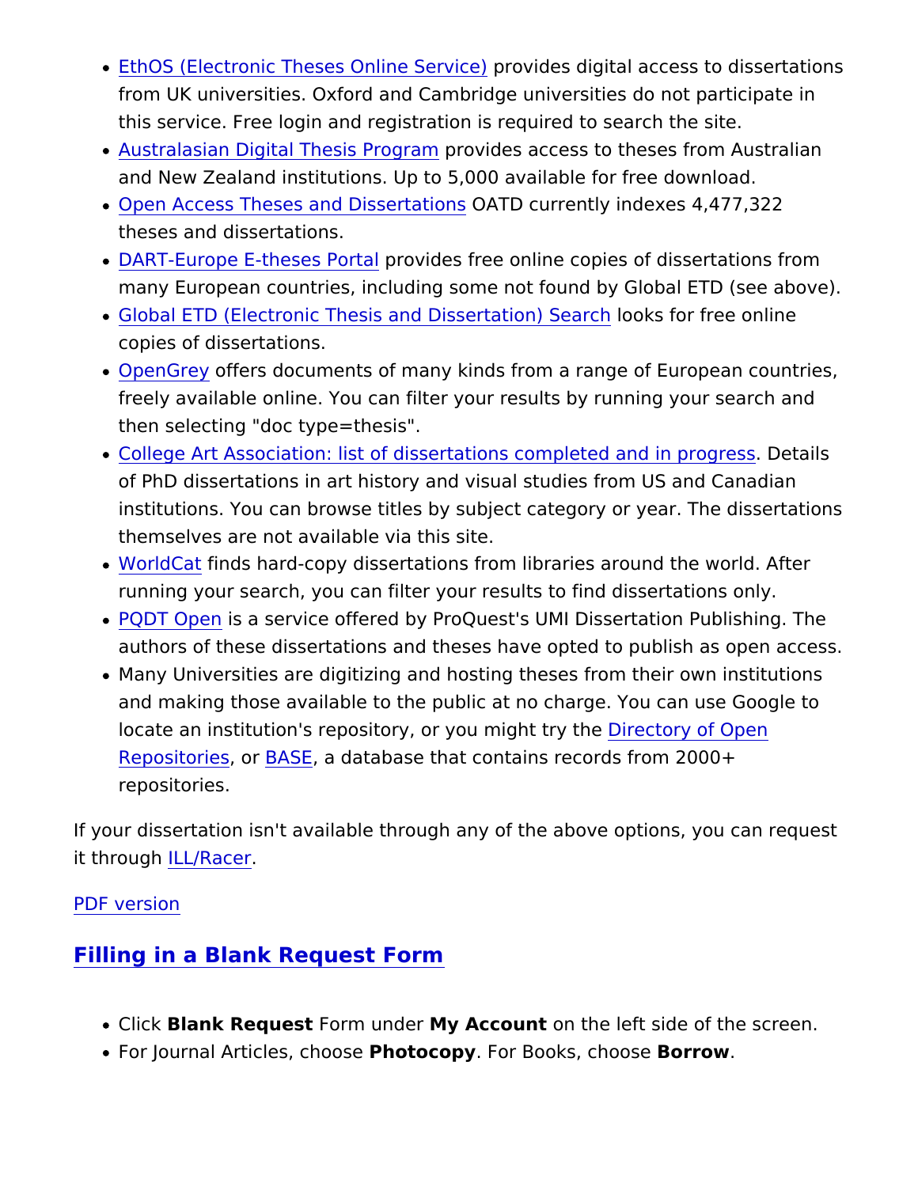- EthOS (Electronic Theses Online Service) provides digital access to dissertations from UK universities. Oxford and Cambridge universities do not participate in this service. Free login and registration is required to search the site.
- Australasian Digital Thesis Program provides access to theses from Australian and New Zealand institutions. Up to 5,000 available for free download.
- Open Access Theses and Dissertations OATD currently indexes 4,477,322 theses and dissertations.
- DART-Europe E-theses Portal provides free online copies of dissertations from many European countries, including some not found by Global ETD (see above).
- Global ETD (Electronic Thesis and Dissertation) Search looks for free online copies of dissertations.
- OpenGrey offers documents of many kinds from a range of European countries, freely available online. You can filter your results by running your search and then selecting "doc type=thesis".
- College Art Association: list of dissertations completed and in progress. Details of PhD dissertations in art history and visual studies from US and Canadian institutions. You can browse titles by subject category or year. The dissertations themselves are not available via this site.
- WorldCat finds hard-copy dissertations from libraries around the world. After running your search, you can filter your results to find dissertations only.
- PQDT Open is a service offered by ProQuest's UMI Dissertation Publishing. The authors of these dissertations and theses have opted to publish as open access.
- Many Universities are digitizing and hosting theses from their own institutions and making those available to the public at no charge. You can use Google to locate an institution's repository, or you might try the Directory of Open Repositories, or BASE, a database that contains records from 2000+ repositories.

If your dissertation isn't available through any of the above options, you can request it through ILL/Racer.

PDF version

## Filling in a Blank Request Form

- Click **Blank Request** Form under **My Account** on the left side of the screen.
- For Journal Articles, choose **Photocopy**. For Books, choose **Borrow**.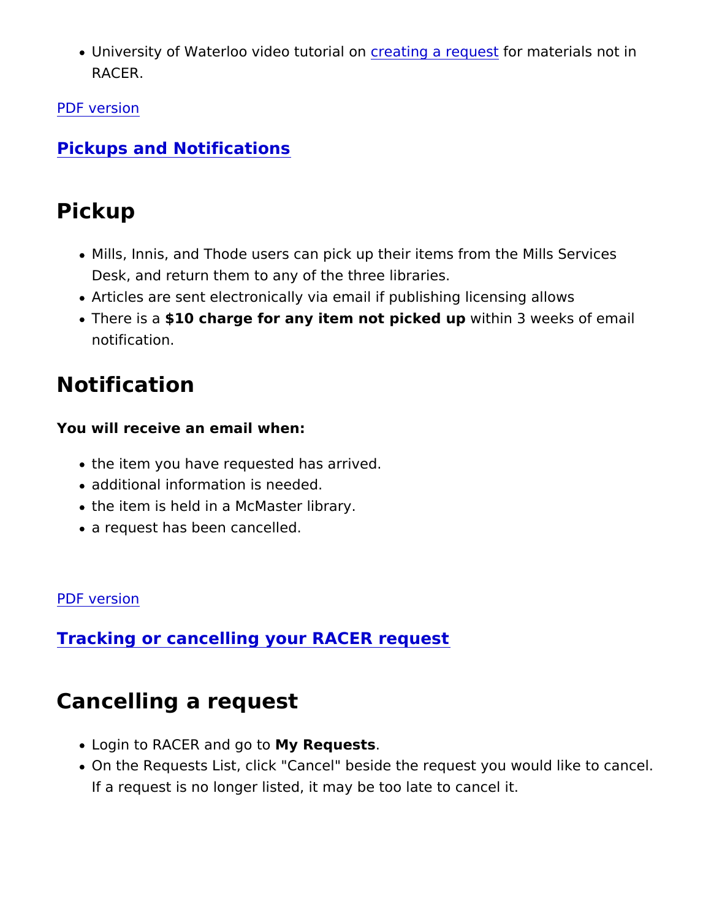- University of Waterloo video tutorial on creating a request for materials not in RACER.

PDF version

## Pickups and Notifications

# Pickup

- Mills, Innis, and Thode users can pick up their items from the Mills Services Desk, and return them to any of the three libraries.
- Articles are sent electronically via email if publishing licensing allows
- There is a **$10 charge for any item not picked up** within 3 weeks of email notification.

# Notification

**You will receive an email when:**

- the item you have requested has arrived.
- additional information is needed.
- the item is held in a McMaster library.
- a request has been cancelled.

PDF version

## Tracking or cancelling your RACER request

# Cancelling a request

- Login to RACER and go to **My Requests**.
- On the Requests List, click "Cancel" beside the request you would like to cancel. If a request is no longer listed, it may be too late to cancel it.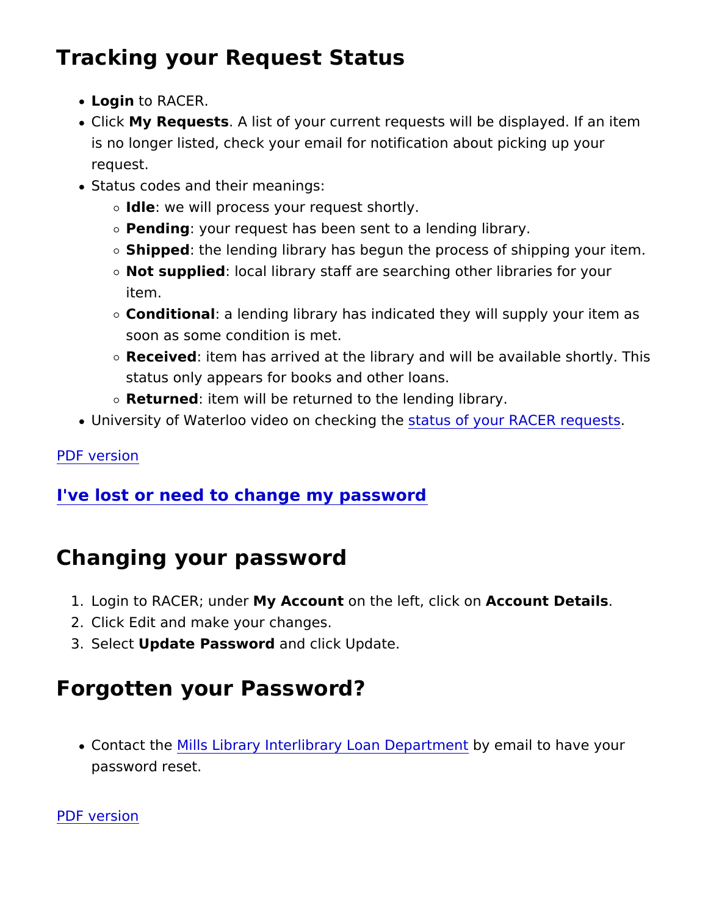## Tracking your Request Status

- **Login** to RACER.
- Click **My Requests**. A list of your current requests will be displayed. If an item is no longer listed, check your email for notification about picking up your request.
- Status codes and their meanings:
  - **Idle**: we will process your request shortly.
  - **Pending**: your request has been sent to a lending library.
  - **Shipped**: the lending library has begun the process of shipping your item.
  - **Not supplied**: local library staff are searching other libraries for your item.
  - **Conditional**: a lending library has indicated they will supply your item as soon as some condition is met.
  - **Received**: item has arrived at the library and will be available shortly. This status only appears for books and other loans.
  - **Returned**: item will be returned to the lending library.
- University of Waterloo video on checking the status of your RACER requests.

PDF version

## I've lost or need to change my password

## Changing your password

1. Login to RACER; under **My Account** on the left, click on **Account Details**.
2. Click Edit and make your changes.
3. Select **Update Password** and click Update.

## Forgotten your Password?

- Contact the Mills Library Interlibrary Loan Department by email to have your password reset.

PDF version